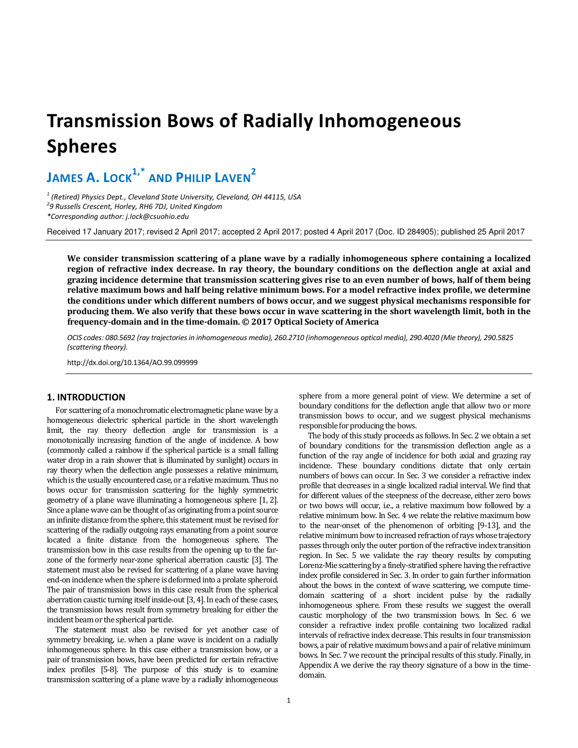# Transmission Bows of Radially Inhomogeneous Spheres

## James A. Lock[1,*] and Philip Laven[2]

[1] *(Retired) Physics Dept., Cleveland State University, Cleveland, OH 44115, USA*
[2] *9 Russells Crescent, Horley, RH6 7DJ, United Kingdom*
*\*Corresponding author: j.lock@csuohio.edu*

Received 17 January 2017; revised 2 April 2017; accepted 2 April 2017; posted 4 April 2017 (Doc. ID 284905); published 25 April 2017

**We consider transmission scattering of a plane wave by a radially inhomogeneous sphere containing a localized region of refractive index decrease. In ray theory, the boundary conditions on the deflection angle at axial and grazing incidence determine that transmission scattering gives rise to an even number of bows, half of them being relative maximum bows and half being relative minimum bows. For a model refractive index profile, we determine the conditions under which different numbers of bows occur, and we suggest physical mechanisms responsible for producing them. We also verify that these bows occur in wave scattering in the short wavelength limit, both in the frequency-domain and in the time-domain. © 2017 Optical Society of America**

*OCIS codes: 080.5692 (ray trajectories in inhomogeneous media), 260.2710 (inhomogeneous optical media), 290.4020 (Mie theory), 290.5825 (scattering theory).*

http://dx.doi.org/10.1364/AO.99.099999

### 1. INTRODUCTION

For scattering of a monochromatic electromagnetic plane wave by a homogeneous dielectric spherical particle in the short wavelength limit, the ray theory deflection angle for transmission is a monotonically increasing function of the angle of incidence. A bow (commonly called a rainbow if the spherical particle is a small falling water drop in a rain shower that is illuminated by sunlight) occurs in ray theory when the deflection angle possesses a relative minimum, which is the usually encountered case, or a relative maximum. Thus no bows occur for transmission scattering for the highly symmetric geometry of a plane wave illuminating a homogeneous sphere [1, 2]. Since a plane wave can be thought of as originating from a point source an infinite distance from the sphere, this statement must be revised for scattering of the radially outgoing rays emanating from a point source located a finite distance from the homogeneous sphere. The transmission bow in this case results from the opening up to the far-zone of the formerly near-zone spherical aberration caustic [3]. The statement must also be revised for scattering of a plane wave having end-on incidence when the sphere is deformed into a prolate spheroid. The pair of transmission bows in this case result from the spherical aberration caustic turning itself inside-out [3, 4]. In each of these cases, the transmission bows result from symmetry breaking for either the incident beam or the spherical particle.

The statement must also be revised for yet another case of symmetry breaking, i.e. when a plane wave is incident on a radially inhomogeneous sphere. In this case either a transmission bow, or a pair of transmission bows, have been predicted for certain refractive index profiles [5-8]. The purpose of this study is to examine transmission scattering of a plane wave by a radially inhomogeneous sphere from a more general point of view. We determine a set of boundary conditions for the deflection angle that allow two or more transmission bows to occur, and we suggest physical mechanisms responsible for producing the bows.

The body of this study proceeds as follows. In Sec. 2 we obtain a set of boundary conditions for the transmission deflection angle as a function of the ray angle of incidence for both axial and grazing ray incidence. These boundary conditions dictate that only certain numbers of bows can occur. In Sec. 3 we consider a refractive index profile that decreases in a single localized radial interval. We find that for different values of the steepness of the decrease, either zero bows or two bows will occur, i.e., a relative maximum bow followed by a relative minimum bow. In Sec. 4 we relate the relative maximum bow to the near-onset of the phenomenon of orbiting [9-13], and the relative minimum bow to increased refraction of rays whose trajectory passes through only the outer portion of the refractive index transition region. In Sec. 5 we validate the ray theory results by computing Lorenz-Mie scattering by a finely-stratified sphere having the refractive index profile considered in Sec. 3. In order to gain further information about the bows in the context of wave scattering, we compute time-domain scattering of a short incident pulse by the radially inhomogeneous sphere. From these results we suggest the overall caustic morphology of the two transmission bows. In Sec. 6 we consider a refractive index profile containing two localized radial intervals of refractive index decrease. This results in four transmission bows, a pair of relative maximum bows and a pair of relative minimum bows. In Sec. 7 we recount the principal results of this study. Finally, in Appendix A we derive the ray theory signature of a bow in the time-domain.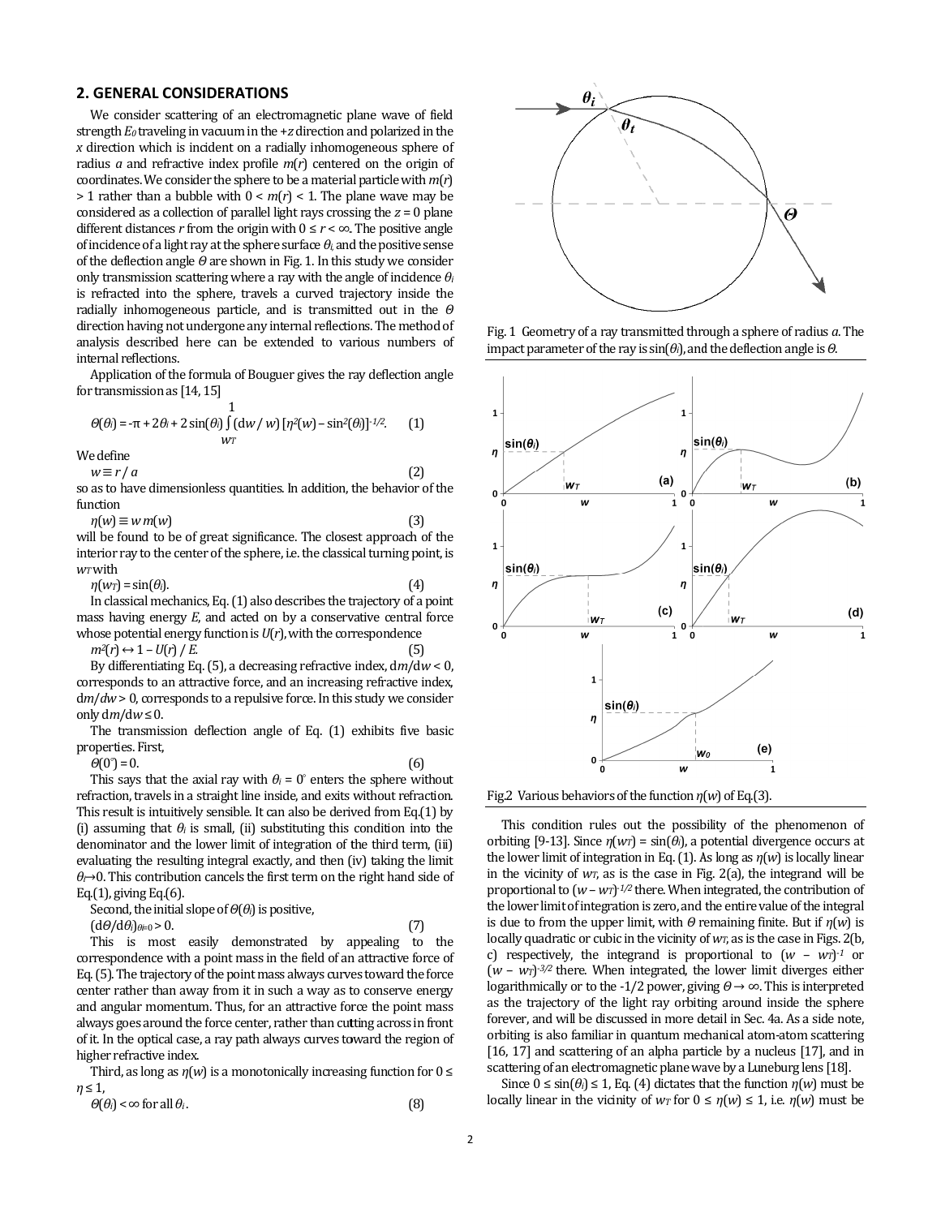## 2. GENERAL CONSIDERATIONS

We consider scattering of an electromagnetic plane wave of field strength $E_0$ traveling in vacuum in the $+z$ direction and polarized in the $x$ direction which is incident on a radially inhomogeneous sphere of radius $a$ and refractive index profile $m(r)$ centered on the origin of coordinates. We consider the sphere to be a material particle with $m(r) > 1$ rather than a bubble with $0 < m(r) < 1$. The plane wave may be considered as a collection of parallel light rays crossing the $z = 0$ plane different distances $r$ from the origin with $0 \leq r < \infty$. The positive angle of incidence of a light ray at the sphere surface $\theta_i$ and the positive sense of the deflection angle $\Theta$ are shown in Fig. 1. In this study we consider only transmission scattering where a ray with the angle of incidence $\theta_i$ is refracted into the sphere, travels a curved trajectory inside the radially inhomogeneous particle, and is transmitted out in the $\Theta$ direction having not undergone any internal reflections. The method of analysis described here can be extended to various numbers of internal reflections.

Application of the formula of Bouguer gives the ray deflection angle for transmission as [14, 15]

$$\Theta(\theta_i) = -\pi + 2\theta_i + 2\sin(\theta_i) \int_{w_T}^{1} (\mathrm{d}w / w) \, [\eta^2(w) - \sin^2(\theta_i)]^{-1/2}. \quad (1)$$

We define

$$w \equiv r / a \quad (2)$$

so as to have dimensionless quantities. In addition, the behavior of the function

$$\eta(w) \equiv w \, m(w) \quad (3)$$

will be found to be of great significance. The closest approach of the interior ray to the center of the sphere, i.e. the classical turning point, is $w_T$ with

$$\eta(w_T) = \sin(\theta_i). \quad (4)$$

In classical mechanics, Eq. (1) also describes the trajectory of a point mass having energy $E$, and acted on by a conservative central force whose potential energy function is $U(r)$, with the correspondence

$$m^2(r) \leftrightarrow 1 - U(r) / E. \quad (5)$$

By differentiating Eq. (5), a decreasing refractive index, $\mathrm{d}m/\mathrm{d}w < 0$, corresponds to an attractive force, and an increasing refractive index, $\mathrm{d}m/\mathrm{d}w > 0$, corresponds to a repulsive force. In this study we consider only $\mathrm{d}m/\mathrm{d}w \leq 0$.

The transmission deflection angle of Eq. (1) exhibits five basic properties. First,

$$\Theta(0^\circ) = 0. \quad (6)$$

This says that the axial ray with $\theta_i = 0^\circ$ enters the sphere without refraction, travels in a straight line inside, and exits without refraction. This result is intuitively sensible. It can also be derived from Eq.(1) by (i) assuming that $\theta_i$ is small, (ii) substituting this condition into the denominator and the lower limit of integration of the third term, (iii) evaluating the resulting integral exactly, and then (iv) taking the limit $\theta_i \to 0$. This contribution cancels the first term on the right hand side of Eq.(1), giving Eq.(6).

Second, the initial slope of $\Theta(\theta_i)$ is positive,

$$(\mathrm{d}\Theta/\mathrm{d}\theta_i)_{\theta_i=0} > 0. \quad (7)$$

This is most easily demonstrated by appealing to the correspondence with a point mass in the field of an attractive force of Eq. (5). The trajectory of the point mass always curves toward the force center rather than away from it in such a way as to conserve energy and angular momentum. Thus, for an attractive force the point mass always goes around the force center, rather than cutting across in front of it. In the optical case, a ray path always curves toward the region of higher refractive index.

Third, as long as $\eta(w)$ is a monotonically increasing function for $0 \leq \eta \leq 1$,

$$\Theta(\theta_i) < \infty \text{ for all } \theta_i. \quad (8)$$

Fig. 1 Geometry of a ray transmitted through a sphere of radius $a$. The impact parameter of the ray is $\sin(\theta_i)$, and the deflection angle is $\Theta$.

Fig.2 Various behaviors of the function $\eta(w)$ of Eq.(3).

This condition rules out the possibility of the phenomenon of orbiting [9-13]. Since $\eta(w_T) = \sin(\theta_i)$, a potential divergence occurs at the lower limit of integration in Eq. (1). As long as $\eta(w)$ is locally linear in the vicinity of $w_T$, as is the case in Fig. 2(a), the integrand will be proportional to $(w - w_T)^{-1/2}$ there. When integrated, the contribution of the lower limit of integration is zero, and the entire value of the integral is due to from the upper limit, with $\Theta$ remaining finite. But if $\eta(w)$ is locally quadratic or cubic in the vicinity of $w_T$, as is the case in Figs. 2(b, c) respectively, the integrand is proportional to $(w - w_T)^{-1}$ or $(w - w_T)^{-3/2}$ there. When integrated, the lower limit diverges either logarithmically or to the -1/2 power, giving $\Theta \to \infty$. This is interpreted as the trajectory of the light ray orbiting around inside the sphere forever, and will be discussed in more detail in Sec. 4a. As a side note, orbiting is also familiar in quantum mechanical atom-atom scattering [16, 17] and scattering of an alpha particle by a nucleus [17], and in scattering of an electromagnetic plane wave by a Luneburg lens [18].

Since $0 \leq \sin(\theta_i) \leq 1$, Eq. (4) dictates that the function $\eta(w)$ must be locally linear in the vicinity of $w_T$ for $0 \leq \eta(w) \leq 1$, i.e. $\eta(w)$ must be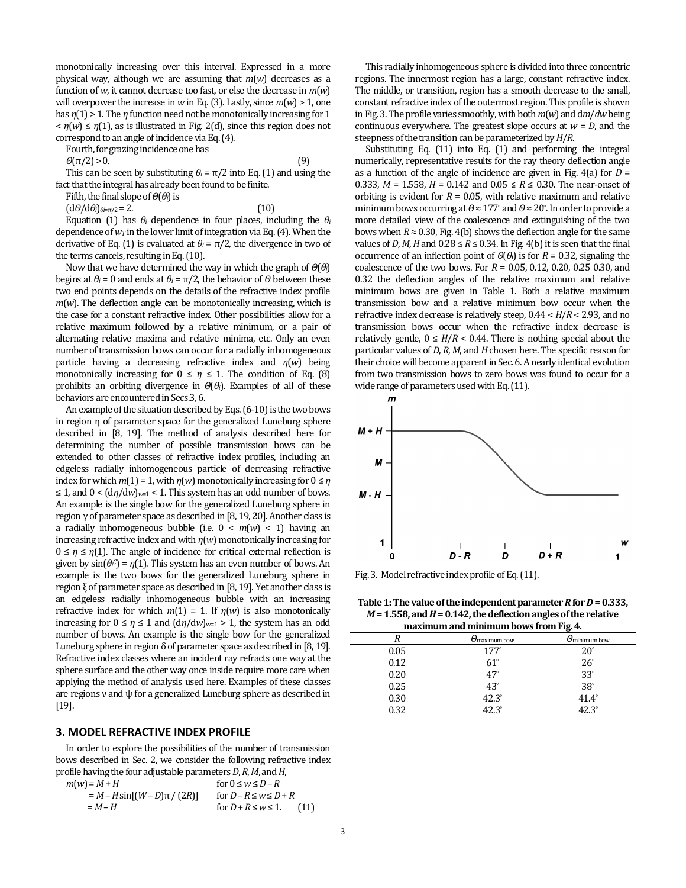monotonically increasing over this interval. Expressed in a more physical way, although we are assuming that $m(w)$ decreases as a function of $w$, it cannot decrease too fast, or else the decrease in $m(w)$ will overpower the increase in $w$ in Eq. (3). Lastly, since $m(w) > 1$, one has $\eta(1) > 1$. The $\eta$ function need not be monotonically increasing for $1 < \eta(w) \leq \eta(1)$, as is illustrated in Fig. 2(d), since this region does not correspond to an angle of incidence via Eq. (4).

Fourth, for grazing incidence one has

$$\Theta(\pi/2) > 0. \qquad (9)$$

This can be seen by substituting $\theta_i = \pi/2$ into Eq. (1) and using the fact that the integral has already been found to be finite.

Fifth, the final slope of $\Theta(\theta_i)$ is

$$(\mathrm{d}\Theta/\mathrm{d}\theta_i)_{\theta_i=\pi/2} = 2. \qquad (10)$$

Equation (1) has $\theta_i$ dependence in four places, including the $\theta_i$ dependence of $w_T$ in the lower limit of integration via Eq. (4). When the derivative of Eq. (1) is evaluated at $\theta_i = \pi/2$, the divergence in two of the terms cancels, resulting in Eq. (10).

Now that we have determined the way in which the graph of $\Theta(\theta_i)$ begins at $\theta_i = 0$ and ends at $\theta_i = \pi/2$, the behavior of $\Theta$ between these two end points depends on the details of the refractive index profile $m(w)$. The deflection angle can be monotonically increasing, which is the case for a constant refractive index. Other possibilities allow for a relative maximum followed by a relative minimum, or a pair of alternating relative maxima and relative minima, etc. Only an even number of transmission bows can occur for a radially inhomogeneous particle having a decreasing refractive index and $\eta(w)$ being monotonically increasing for $0 \leq \eta \leq 1$. The condition of Eq. (8) prohibits an orbiting divergence in $\Theta(\theta_i)$. Examples of all of these behaviors are encountered in Secs.3, 6.

An example of the situation described by Eqs. (6-10) is the two bows in region η of parameter space for the generalized Luneburg sphere described in [8, 19]. The method of analysis described here for determining the number of possible transmission bows can be extended to other classes of refractive index profiles, including an edgeless radially inhomogeneous particle of decreasing refractive index for which $m(1) = 1$, with $\eta(w)$ monotonically increasing for $0 \leq \eta \leq 1$, and $0 < (\mathrm{d}\eta/\mathrm{d}w)_{w=1} < 1$. This system has an odd number of bows. An example is the single bow for the generalized Luneburg sphere in region γ of parameter space as described in [8, 19, 20]. Another class is a radially inhomogeneous bubble (i.e. $0 < m(w) < 1$) having an increasing refractive index and with $\eta(w)$ monotonically increasing for $0 \leq \eta \leq \eta(1)$. The angle of incidence for critical external reflection is given by $\sin(\theta_i^C) = \eta(1)$. This system has an even number of bows. An example is the two bows for the generalized Luneburg sphere in region ξ of parameter space as described in [8, 19]. Yet another class is an edgeless radially inhomogeneous bubble with an increasing refractive index for which $m(1) = 1$. If $\eta(w)$ is also monotonically increasing for $0 \leq \eta \leq 1$ and $(\mathrm{d}\eta/\mathrm{d}w)_{w=1} > 1$, the system has an odd number of bows. An example is the single bow for the generalized Luneburg sphere in region δ of parameter space as described in [8, 19]. Refractive index classes where an incident ray refracts one way at the sphere surface and the other way once inside require more care when applying the method of analysis used here. Examples of these classes are regions ν and ψ for a generalized Luneburg sphere as described in [19].

## 3. MODEL REFRACTIVE INDEX PROFILE

In order to explore the possibilities of the number of transmission bows described in Sec. 2, we consider the following refractive index profile having the four adjustable parameters $D$, $R$, $M$, and $H$,

$$\begin{aligned} m(w) &= M + H && \text{for } 0 \leq w \leq D - R \\ &= M - H\sin[(W - D)\pi / (2R)] && \text{for } D - R \leq w \leq D + R \\ &= M - H && \text{for } D + R \leq w \leq 1. \end{aligned} \qquad (11)$$

This radially inhomogeneous sphere is divided into three concentric regions. The innermost region has a large, constant refractive index. The middle, or transition, region has a smooth decrease to the small, constant refractive index of the outermost region. This profile is shown in Fig. 3. The profile varies smoothly, with both $m(w)$ and $\mathrm{d}m/\mathrm{d}w$ being continuous everywhere. The greatest slope occurs at $w = D$, and the steepness of the transition can be parameterized by $H/R$.

Substituting Eq. (11) into Eq. (1) and performing the integral numerically, representative results for the ray theory deflection angle as a function of the angle of incidence are given in Fig. 4(a) for $D = 0.333$, $M = 1.558$, $H = 0.142$ and $0.05 \leq R \leq 0.30$. The near-onset of orbiting is evident for $R = 0.05$, with relative maximum and relative minimum bows occurring at $\Theta \approx 177^\circ$ and $\Theta \approx 20^\circ$. In order to provide a more detailed view of the coalescence and extinguishing of the two bows when $R \approx 0.30$, Fig. 4(b) shows the deflection angle for the same values of $D$, $M$, $H$ and $0.28 \leq R \leq 0.34$. In Fig. 4(b) it is seen that the final occurrence of an inflection point of $\Theta(\theta_i)$ is for $R = 0.32$, signaling the coalescence of the two bows. For $R = 0.05$, 0.12, 0.20, 0.25 0.30, and 0.32 the deflection angles of the relative maximum and relative minimum bows are given in Table 1. Both a relative maximum transmission bow and a relative minimum bow occur when the refractive index decrease is relatively steep, $0.44 < H/R < 2.93$, and no transmission bows occur when the refractive index decrease is relatively gentle, $0 \leq H/R < 0.44$. There is nothing special about the particular values of $D$, $R$, $M$, and $H$ chosen here. The specific reason for their choice will become apparent in Sec. 6. A nearly identical evolution from two transmission bows to zero bows was found to occur for a wide range of parameters used with Eq. (11).

Fig. 3. Model refractive index profile of Eq. (11).

**Table 1: The value of the independent parameter $R$ for $D = 0.333$, $M = 1.558$, and $H = 0.142$, the deflection angles of the relative maximum and minimum bows from Fig. 4.**

| $R$ | $\Theta_{\text{maximum bow}}$ | $\Theta_{\text{minimum bow}}$ |
|---|---|---|
| 0.05 | 177° | 20° |
| 0.12 | 61° | 26° |
| 0.20 | 47° | 33° |
| 0.25 | 43° | 38° |
| 0.30 | 42.3° | 41.4° |
| 0.32 | 42.3° | 42.3° |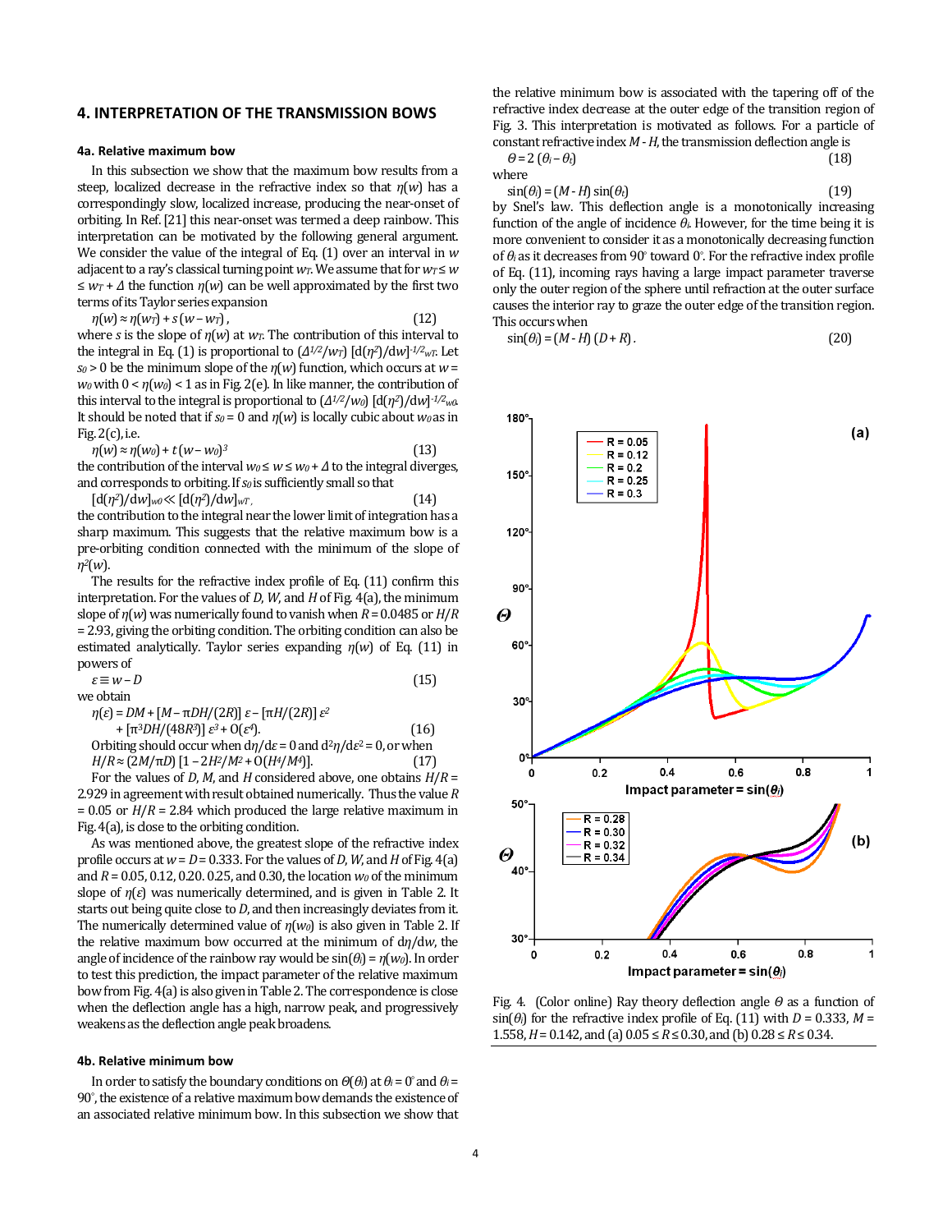## 4. INTERPRETATION OF THE TRANSMISSION BOWS

### 4a. Relative maximum bow

In this subsection we show that the maximum bow results from a steep, localized decrease in the refractive index so that $\eta(w)$ has a correspondingly slow, localized increase, producing the near-onset of orbiting. In Ref. [21] this near-onset was termed a deep rainbow. This interpretation can be motivated by the following general argument. We consider the value of the integral of Eq. (1) over an interval in $w$ adjacent to a ray's classical turning point $w_T$. We assume that for $w_T \leq w \leq w_T + \Delta$ the function $\eta(w)$ can be well approximated by the first two terms of its Taylor series expansion

$$\eta(w) \approx \eta(w_T) + s\,(w - w_T)\,, \tag{12}$$

where $s$ is the slope of $\eta(w)$ at $w_T$. The contribution of this interval to the integral in Eq. (1) is proportional to $(\Delta^{1/2}/w_T)\,[\mathrm{d}(\eta^2)/\mathrm{d}w]^{-1/2}{}_{w_T}$. Let $s_0 > 0$ be the minimum slope of the $\eta(w)$ function, which occurs at $w = w_0$ with $0 < \eta(w_0) < 1$ as in Fig. 2(e). In like manner, the contribution of this interval to the integral is proportional to $(\Delta^{1/2}/w_0)\,[\mathrm{d}(\eta^2)/\mathrm{d}w]^{-1/2}{}_{w_0}$. It should be noted that if $s_0 = 0$ and $\eta(w)$ is locally cubic about $w_0$ as in Fig. 2(c), i.e.

$$\eta(w) \approx \eta(w_0) + t\,(w - w_0)^3 \tag{13}$$

the contribution of the interval $w_0 \leq w \leq w_0 + \Delta$ to the integral diverges, and corresponds to orbiting. If $s_0$ is sufficiently small so that

$$[\mathrm{d}(\eta^2)/\mathrm{d}w]_{w_0} \ll [\mathrm{d}(\eta^2)/\mathrm{d}w]_{w_T}\,, \tag{14}$$

the contribution to the integral near the lower limit of integration has a sharp maximum. This suggests that the relative maximum bow is a pre-orbiting condition connected with the minimum of the slope of $\eta^2(w)$.

The results for the refractive index profile of Eq. (11) confirm this interpretation. For the values of $D$, $W$, and $H$ of Fig. 4(a), the minimum slope of $\eta(w)$ was numerically found to vanish when $R = 0.0485$ or $H/R = 2.93$, giving the orbiting condition. The orbiting condition can also be estimated analytically. Taylor series expanding $\eta(w)$ of Eq. (11) in powers of

$$\varepsilon \equiv w - D \tag{15}$$

we obtain

$$\eta(\varepsilon) = DM + [M - \pi DH/(2R)]\,\varepsilon - [\pi H/(2R)]\,\varepsilon^2 + [\pi^3 DH/(48R^3)]\,\varepsilon^3 + \mathrm{O}(\varepsilon^4). \tag{16}$$

Orbiting should occur when $\mathrm{d}\eta/\mathrm{d}\varepsilon = 0$ and $\mathrm{d}^2\eta/\mathrm{d}\varepsilon^2 = 0$, or when

$$H/R \approx (2M/\pi D)\,[1 - 2H^2/M^2 + \mathrm{O}(H^4/M^4)]. \tag{17}$$

For the values of $D$, $M$, and $H$ considered above, one obtains $H/R = 2.929$ in agreement with result obtained numerically. Thus the value $R = 0.05$ or $H/R = 2.84$ which produced the large relative maximum in Fig. 4(a), is close to the orbiting condition.

As was mentioned above, the greatest slope of the refractive index profile occurs at $w = D = 0.333$. For the values of $D$, $W$, and $H$ of Fig. 4(a) and $R = 0.05$, 0.12, 0.20. 0.25, and 0.30, the location $w_0$ of the minimum slope of $\eta(\varepsilon)$ was numerically determined, and is given in Table 2. It starts out being quite close to $D$, and then increasingly deviates from it. The numerically determined value of $\eta(w_0)$ is also given in Table 2. If the relative maximum bow occurred at the minimum of $\mathrm{d}\eta/\mathrm{d}w$, the angle of incidence of the rainbow ray would be $\sin(\theta_i) = \eta(w_0)$. In order to test this prediction, the impact parameter of the relative maximum bow from Fig. 4(a) is also given in Table 2. The correspondence is close when the deflection angle has a high, narrow peak, and progressively weakens as the deflection angle peak broadens.

### 4b. Relative minimum bow

In order to satisfy the boundary conditions on $\Theta(\theta_i)$ at $\theta_i = 0°$ and $\theta_i = 90°$, the existence of a relative maximum bow demands the existence of an associated relative minimum bow. In this subsection we show that the relative minimum bow is associated with the tapering off of the refractive index decrease at the outer edge of the transition region of Fig. 3. This interpretation is motivated as follows. For a particle of constant refractive index $M - H$, the transmission deflection angle is

$$\Theta = 2\,(\theta_i - \theta_t) \tag{18}$$

where

$$\sin(\theta_i) = (M - H)\,\sin(\theta_t) \tag{19}$$

by Snel's law. This deflection angle is a monotonically increasing function of the angle of incidence $\theta_i$. However, for the time being it is more convenient to consider it as a monotonically decreasing function of $\theta_i$ as it decreases from 90° toward 0°. For the refractive index profile of Eq. (11), incoming rays having a large impact parameter traverse only the outer region of the sphere until refraction at the outer surface causes the interior ray to graze the outer edge of the transition region. This occurs when

$$\sin(\theta_i) = (M - H)\,(D + R)\,. \tag{20}$$

Fig. 4. (Color online) Ray theory deflection angle $\Theta$ as a function of $\sin(\theta_i)$ for the refractive index profile of Eq. (11) with $D = 0.333$, $M = 1.558$, $H = 0.142$, and (a) $0.05 \leq R \leq 0.30$, and (b) $0.28 \leq R \leq 0.34$.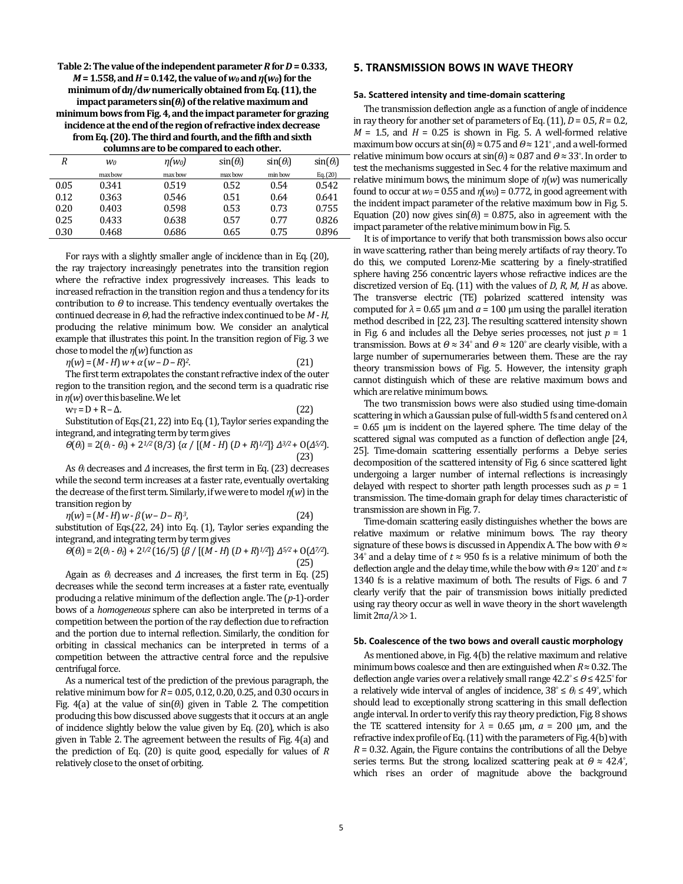**Table 2: The value of the independent parameter $R$ for $D = 0.333$, $M = 1.558$, and $H = 0.142$, the value of $w_0$ and $\eta(w_0)$ for the minimum of d$\eta$/d$w$ numerically obtained from Eq. (11), the impact parameters $\sin(\theta_i)$ of the relative maximum and minimum bows from Fig. 4, and the impact parameter for grazing incidence at the end of the region of refractive index decrease from Eq. (20). The third and fourth, and the fifth and sixth columns are to be compared to each other.**

| $R$ | $w_0$ | $\eta(w_0)$ | $\sin(\theta_i)$ | $\sin(\theta_i)$ | $\sin(\theta_i)$ |
|---|---|---|---|---|---|
| | max bow | max bow | max bow | min bow | Eq. (20) |
| 0.05 | 0.341 | 0.519 | 0.52 | 0.54 | 0.542 |
| 0.12 | 0.363 | 0.546 | 0.51 | 0.64 | 0.641 |
| 0.20 | 0.403 | 0.598 | 0.53 | 0.73 | 0.755 |
| 0.25 | 0.433 | 0.638 | 0.57 | 0.77 | 0.826 |
| 0.30 | 0.468 | 0.686 | 0.65 | 0.75 | 0.896 |

For rays with a slightly smaller angle of incidence than in Eq. (20), the ray trajectory increasingly penetrates into the transition region where the refractive index progressively increases. This leads to increased refraction in the transition region and thus a tendency for its contribution to $\Theta$ to increase. This tendency eventually overtakes the continued decrease in $\Theta$, had the refractive index continued to be $M - H$, producing the relative minimum bow. We consider an analytical example that illustrates this point. In the transition region of Fig. 3 we chose to model the $\eta(w)$ function as

$$\eta(w) = (M - H)\, w + \alpha\, (w - D - R)^2. \tag{21}$$

The first term extrapolates the constant refractive index of the outer region to the transition region, and the second term is a quadratic rise in $\eta(w)$ over this baseline. We let

$$w_T = D + R - \Delta. \tag{22}$$

Substitution of Eqs.(21, 22) into Eq. (1), Taylor series expanding the integrand, and integrating term by term gives

$$\Theta(\theta_i) = 2(\theta_i - \theta_t) + 2^{1/2}\, (8/3)\, \{\alpha / [(M - H)\, (D + R)^{1/2}]\}\, \Delta^{3/2} + O(\Delta^{5/2}). \tag{23}$$

As $\theta_i$ decreases and $\Delta$ increases, the first term in Eq. (23) decreases while the second term increases at a faster rate, eventually overtaking the decrease of the first term. Similarly, if we were to model $\eta(w)$ in the transition region by

$$\eta(w) = (M - H)\, w - \beta\, (w - D - R)^3, \tag{24}$$

substitution of Eqs.(22, 24) into Eq. (1), Taylor series expanding the integrand, and integrating term by term gives

$$\Theta(\theta_i) = 2(\theta_i - \theta_t) + 2^{1/2}\, (16/5)\, \{\beta / [(M - H)\, (D + R)^{1/2}]\}\, \Delta^{5/2} + O(\Delta^{7/2}). \tag{25}$$

Again as $\theta_i$ decreases and $\Delta$ increases, the first term in Eq. (25) decreases while the second term increases at a faster rate, eventually producing a relative minimum of the deflection angle. The ($p$-1)-order bows of a *homogeneous* sphere can also be interpreted in terms of a competition between the portion of the ray deflection due to refraction and the portion due to internal reflection. Similarly, the condition for orbiting in classical mechanics can be interpreted in terms of a competition between the attractive central force and the repulsive centrifugal force.

As a numerical test of the prediction of the previous paragraph, the relative minimum bow for $R$ = 0.05, 0.12, 0.20, 0.25, and 0.30 occurs in Fig. 4(a) at the value of $\sin(\theta_i)$ given in Table 2. The competition producing this bow discussed above suggests that it occurs at an angle of incidence slightly below the value given by Eq. (20), which is also given in Table 2. The agreement between the results of Fig. 4(a) and the prediction of Eq. (20) is quite good, especially for values of $R$ relatively close to the onset of orbiting.

## 5. TRANSMISSION BOWS IN WAVE THEORY

### 5a. Scattered intensity and time-domain scattering

The transmission deflection angle as a function of angle of incidence in ray theory for another set of parameters of Eq. (11), $D = 0.5$, $R = 0.2$, $M = 1.5$, and $H = 0.25$ is shown in Fig. 5. A well-formed relative maximum bow occurs at $\sin(\theta_i) \approx 0.75$ and $\Theta \approx 121^\circ$, and a well-formed relative minimum bow occurs at $\sin(\theta_i) \approx 0.87$ and $\Theta \approx 33^\circ$. In order to test the mechanisms suggested in Sec. 4 for the relative maximum and relative minimum bows, the minimum slope of $\eta(w)$ was numerically found to occur at $w_0 = 0.55$ and $\eta(w_0) = 0.772$, in good agreement with the incident impact parameter of the relative maximum bow in Fig. 5. Equation (20) now gives $\sin(\theta_i) = 0.875$, also in agreement with the impact parameter of the relative minimum bow in Fig. 5.

It is of importance to verify that both transmission bows also occur in wave scattering, rather than being merely artifacts of ray theory. To do this, we computed Lorenz-Mie scattering by a finely-stratified sphere having 256 concentric layers whose refractive indices are the discretized version of Eq. (11) with the values of $D$, $R$, $M$, $H$ as above. The transverse electric (TE) polarized scattered intensity was computed for $\lambda = 0.65$ μm and $a = 100$ μm using the parallel iteration method described in [22, 23]. The resulting scattered intensity shown in Fig. 6 and includes all the Debye series processes, not just $p = 1$ transmission. Bows at $\Theta \approx 34^\circ$ and $\Theta \approx 120^\circ$ are clearly visible, with a large number of supernumeraries between them. These are the ray theory transmission bows of Fig. 5. However, the intensity graph cannot distinguish which of these are relative maximum bows and which are relative minimum bows.

The two transmission bows were also studied using time-domain scattering in which a Gaussian pulse of full-width 5 fs and centered on $\lambda = 0.65$ μm is incident on the layered sphere. The time delay of the scattered signal was computed as a function of deflection angle [24, 25]. Time-domain scattering essentially performs a Debye series decomposition of the scattered intensity of Fig. 6 since scattered light undergoing a larger number of internal reflections is increasingly delayed with respect to shorter path length processes such as $p = 1$ transmission. The time-domain graph for delay times characteristic of transmission are shown in Fig. 7.

Time-domain scattering easily distinguishes whether the bows are relative maximum or relative minimum bows. The ray theory signature of these bows is discussed in Appendix A. The bow with $\Theta \approx 34^\circ$ and a delay time of $t \approx 950$ fs is a relative minimum of both the deflection angle and the delay time, while the bow with $\Theta \approx 120^\circ$ and $t \approx 1340$ fs is a relative maximum of both. The results of Figs. 6 and 7 clearly verify that the pair of transmission bows initially predicted using ray theory occur as well in wave theory in the short wavelength limit $2\pi a/\lambda \gg 1$.

### 5b. Coalescence of the two bows and overall caustic morphology

As mentioned above, in Fig. 4(b) the relative maximum and relative minimum bows coalesce and then are extinguished when $R \approx 0.32$. The deflection angle varies over a relatively small range $42.2^\circ \leq \Theta \leq 42.5^\circ$ for a relatively wide interval of angles of incidence, $38^\circ \leq \theta_i \leq 49^\circ$, which should lead to exceptionally strong scattering in this small deflection angle interval. In order to verify this ray theory prediction, Fig. 8 shows the TE scattered intensity for $\lambda = 0.65$ μm, $a = 200$ μm, and the refractive index profile of Eq. (11) with the parameters of Fig. 4(b) with $R = 0.32$. Again, the Figure contains the contributions of all the Debye series terms. But the strong, localized scattering peak at $\Theta \approx 42.4^\circ$, which rises an order of magnitude above the background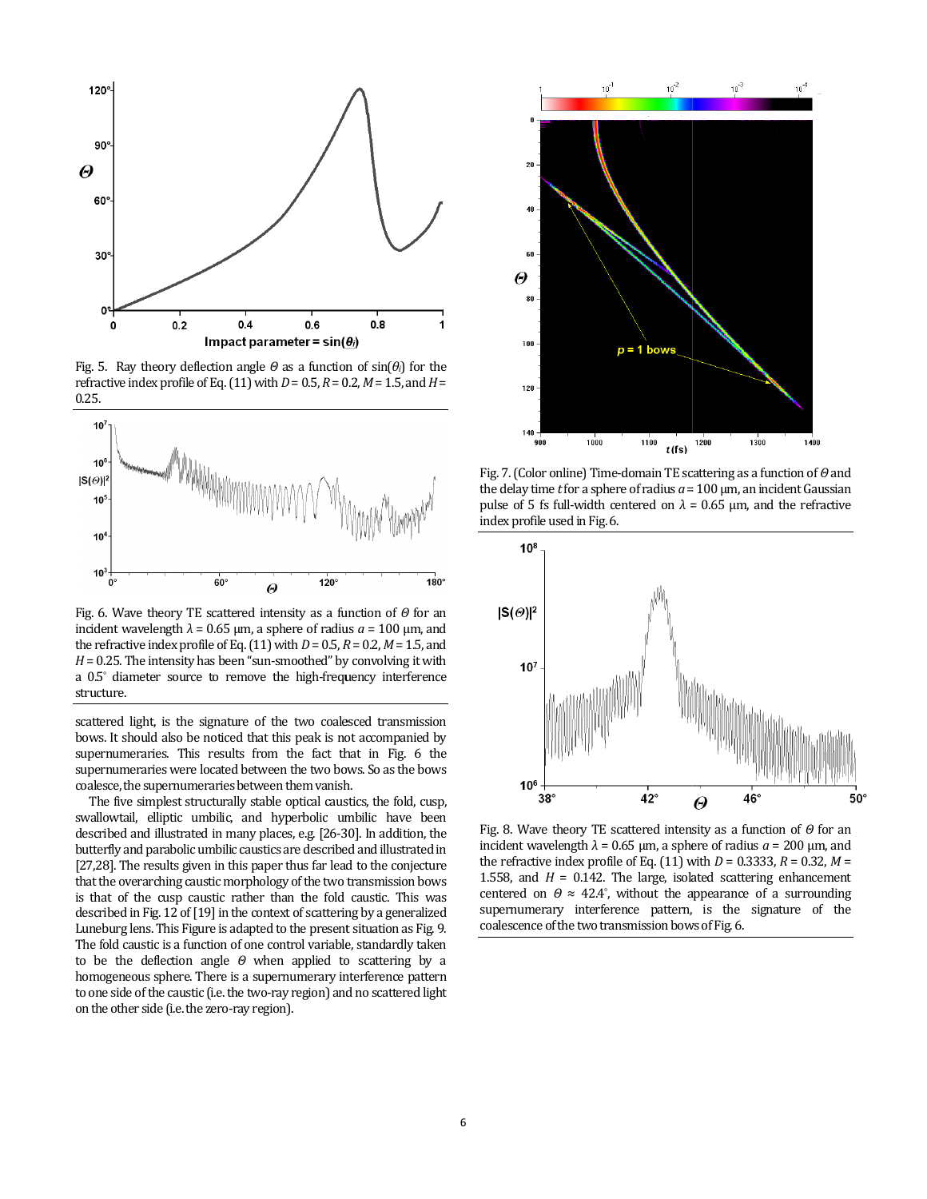Fig. 5. Ray theory deflection angle $\Theta$ as a function of $\sin(\theta_i)$ for the refractive index profile of Eq. (11) with $D = 0.5$, $R = 0.2$, $M = 1.5$, and $H = 0.25$.

Fig. 6. Wave theory TE scattered intensity as a function of $\Theta$ for an incident wavelength $\lambda = 0.65$ µm, a sphere of radius $a = 100$ µm, and the refractive index profile of Eq. (11) with $D = 0.5$, $R = 0.2$, $M = 1.5$, and $H = 0.25$. The intensity has been "sun-smoothed" by convolving it with a 0.5° diameter source to remove the high-frequency interference structure.

scattered light, is the signature of the two coalesced transmission bows. It should also be noticed that this peak is not accompanied by supernumeraries. This results from the fact that in Fig. 6 the supernumeraries were located between the two bows. So as the bows coalesce, the supernumeraries between them vanish.

The five simplest structurally stable optical caustics, the fold, cusp, swallowtail, elliptic umbilic, and hyperbolic umbilic have been described and illustrated in many places, e.g. [26-30]. In addition, the butterfly and parabolic umbilic caustics are described and illustrated in [27,28]. The results given in this paper thus far lead to the conjecture that the overarching caustic morphology of the two transmission bows is that of the cusp caustic rather than the fold caustic. This was described in Fig. 12 of [19] in the context of scattering by a generalized Luneburg lens. This Figure is adapted to the present situation as Fig. 9. The fold caustic is a function of one control variable, standardly taken to be the deflection angle $\Theta$ when applied to scattering by a homogeneous sphere. There is a supernumerary interference pattern to one side of the caustic (i.e. the two-ray region) and no scattered light on the other side (i.e. the zero-ray region).

Fig. 7. (Color online) Time-domain TE scattering as a function of $\Theta$ and the delay time $t$ for a sphere of radius $a = 100$ µm, an incident Gaussian pulse of 5 fs full-width centered on $\lambda = 0.65$ µm, and the refractive index profile used in Fig. 6.

Fig. 8. Wave theory TE scattered intensity as a function of $\Theta$ for an incident wavelength $\lambda = 0.65$ µm, a sphere of radius $a = 200$ µm, and the refractive index profile of Eq. (11) with $D = 0.3333$, $R = 0.32$, $M = 1.558$, and $H = 0.142$. The large, isolated scattering enhancement centered on $\Theta \approx 42.4°$, without the appearance of a surrounding supernumerary interference pattern, is the signature of the coalescence of the two transmission bows of Fig. 6.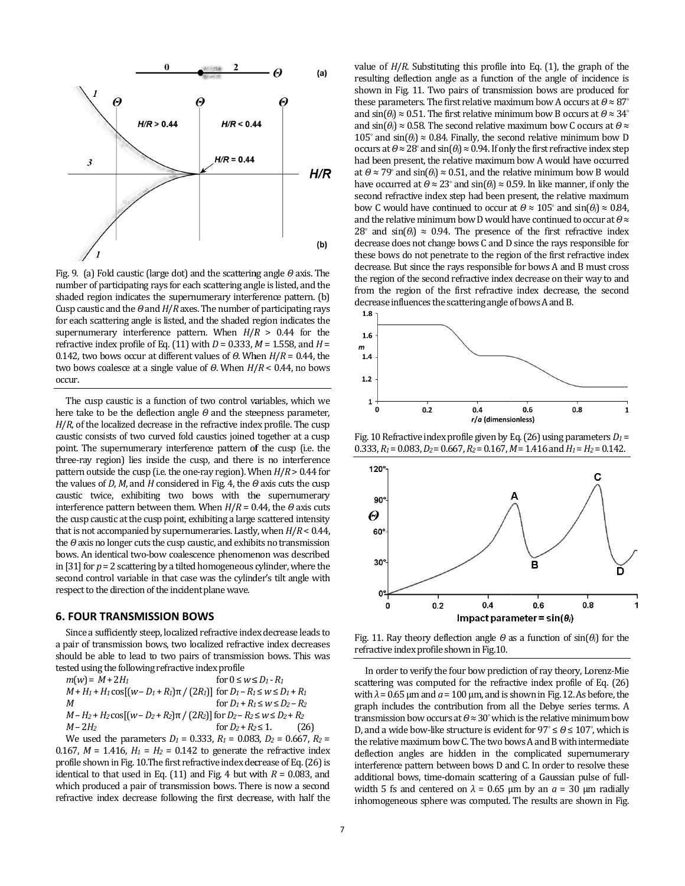Fig. 9. (a) Fold caustic (large dot) and the scattering angle $\Theta$ axis. The number of participating rays for each scattering angle is listed, and the shaded region indicates the supernumerary interference pattern. (b) Cusp caustic and the $\Theta$ and $H/R$ axes. The number of participating rays for each scattering angle is listed, and the shaded region indicates the supernumerary interference pattern. When $H/R > 0.44$ for the refractive index profile of Eq. (11) with $D = 0.333$, $M = 1.558$, and $H = 0.142$, two bows occur at different values of $\Theta$. When $H/R = 0.44$, the two bows coalesce at a single value of $\Theta$. When $H/R < 0.44$, no bows occur.

The cusp caustic is a function of two control variables, which we here take to be the deflection angle $\Theta$ and the steepness parameter, $H/R$, of the localized decrease in the refractive index profile. The cusp caustic consists of two curved fold caustics joined together at a cusp point. The supernumerary interference pattern of the cusp (i.e. the three-ray region) lies inside the cusp, and there is no interference pattern outside the cusp (i.e. the one-ray region). When $H/R > 0.44$ for the values of $D$, $M$, and $H$ considered in Fig. 4, the $\Theta$ axis cuts the cusp caustic twice, exhibiting two bows with the supernumerary interference pattern between them. When $H/R = 0.44$, the $\Theta$ axis cuts the cusp caustic at the cusp point, exhibiting a large scattered intensity that is not accompanied by supernumeraries. Lastly, when $H/R < 0.44$, the $\Theta$ axis no longer cuts the cusp caustic, and exhibits no transmission bows. An identical two-bow coalescence phenomenon was described in [31] for $p = 2$ scattering by a tilted homogeneous cylinder, where the second control variable in that case was the cylinder's tilt angle with respect to the direction of the incident plane wave.

## 6. FOUR TRANSMISSION BOWS

Since a sufficiently steep, localized refractive index decrease leads to a pair of transmission bows, two localized refractive index decreases should be able to lead to two pairs of transmission bows. This was tested using the following refractive index profile

$$
m(w) = \begin{cases} M + 2H_1 & \text{for } 0 \le w \le D_1 - R_1 \\ M + H_1 + H_1\cos[(w - D_1 + R_1)\pi / (2R_1)] & \text{for } D_1 - R_1 \le w \le D_1 + R_1 \\ M & \text{for } D_1 + R_1 \le w \le D_2 - R_2 \\ M - H_2 + H_2\cos[(w - D_2 + R_2)\pi / (2R_2)] & \text{for } D_2 - R_2 \le w \le D_2 + R_2 \\ M - 2H_2 & \text{for } D_2 + R_2 \le 1. \end{cases} \qquad (26)
$$

We used the parameters $D_1 = 0.333$, $R_1 = 0.083$, $D_2 = 0.667$, $R_2 = 0.167$, $M = 1.416$, $H_1 = H_2 = 0.142$ to generate the refractive index profile shown in Fig. 10. The first refractive index decrease of Eq. (26) is identical to that used in Eq. (11) and Fig. 4 but with $R = 0.083$, and which produced a pair of transmission bows. There is now a second refractive index decrease following the first decrease, with half the value of $H/R$. Substituting this profile into Eq. (1), the graph of the resulting deflection angle as a function of the angle of incidence is shown in Fig. 11. Two pairs of transmission bows are produced for these parameters. The first relative maximum bow A occurs at $\Theta \approx 87^\circ$ and $\sin(\theta_i) \approx 0.51$. The first relative minimum bow B occurs at $\Theta \approx 34^\circ$ and $\sin(\theta_i) \approx 0.58$. The second relative maximum bow C occurs at $\Theta \approx 105^\circ$ and $\sin(\theta_i) \approx 0.84$. Finally, the second relative minimum bow D occurs at $\Theta \approx 28^\circ$ and $\sin(\theta_i) \approx 0.94$. If only the first refractive index step had been present, the relative maximum bow A would have occurred at $\Theta \approx 79^\circ$ and $\sin(\theta_i) \approx 0.51$, and the relative minimum bow B would have occurred at $\Theta \approx 23^\circ$ and $\sin(\theta_i) \approx 0.59$. In like manner, if only the second refractive index step had been present, the relative maximum bow C would have continued to occur at $\Theta \approx 105^\circ$ and $\sin(\theta_i) \approx 0.84$, and the relative minimum bow D would have continued to occur at $\Theta \approx 28^\circ$ and $\sin(\theta_i) \approx 0.94$. The presence of the first refractive index decrease does not change bows C and D since the rays responsible for these bows do not penetrate to the region of the first refractive index decrease. But since the rays responsible for bows A and B must cross the region of the second refractive index decrease on their way to and from the region of the first refractive index decrease, the second decrease influences the scattering angle of bows A and B.

Fig. 10 Refractive index profile given by Eq. (26) using parameters $D_1 = 0.333$, $R_1 = 0.083$, $D_2 = 0.667$, $R_2 = 0.167$, $M = 1.416$ and $H_1 = H_2 = 0.142$.

Fig. 11. Ray theory deflection angle $\Theta$ as a function of $\sin(\theta_i)$ for the refractive index profile shown in Fig.10.

In order to verify the four bow prediction of ray theory, Lorenz-Mie scattering was computed for the refractive index profile of Eq. (26) with $\lambda = 0.65$ μm and $a = 100$ μm, and is shown in Fig. 12. As before, the graph includes the contribution from all the Debye series terms. A transmission bow occurs at $\Theta \approx 30^\circ$ which is the relative minimum bow D, and a wide bow-like structure is evident for $97^\circ \le \Theta \le 107^\circ$, which is the relative maximum bow C. The two bows A and B with intermediate deflection angles are hidden in the complicated supernumerary interference pattern between bows D and C. In order to resolve these additional bows, time-domain scattering of a Gaussian pulse of full-width 5 fs and centered on $\lambda = 0.65$ μm by an $a = 30$ μm radially inhomogeneous sphere was computed. The results are shown in Fig.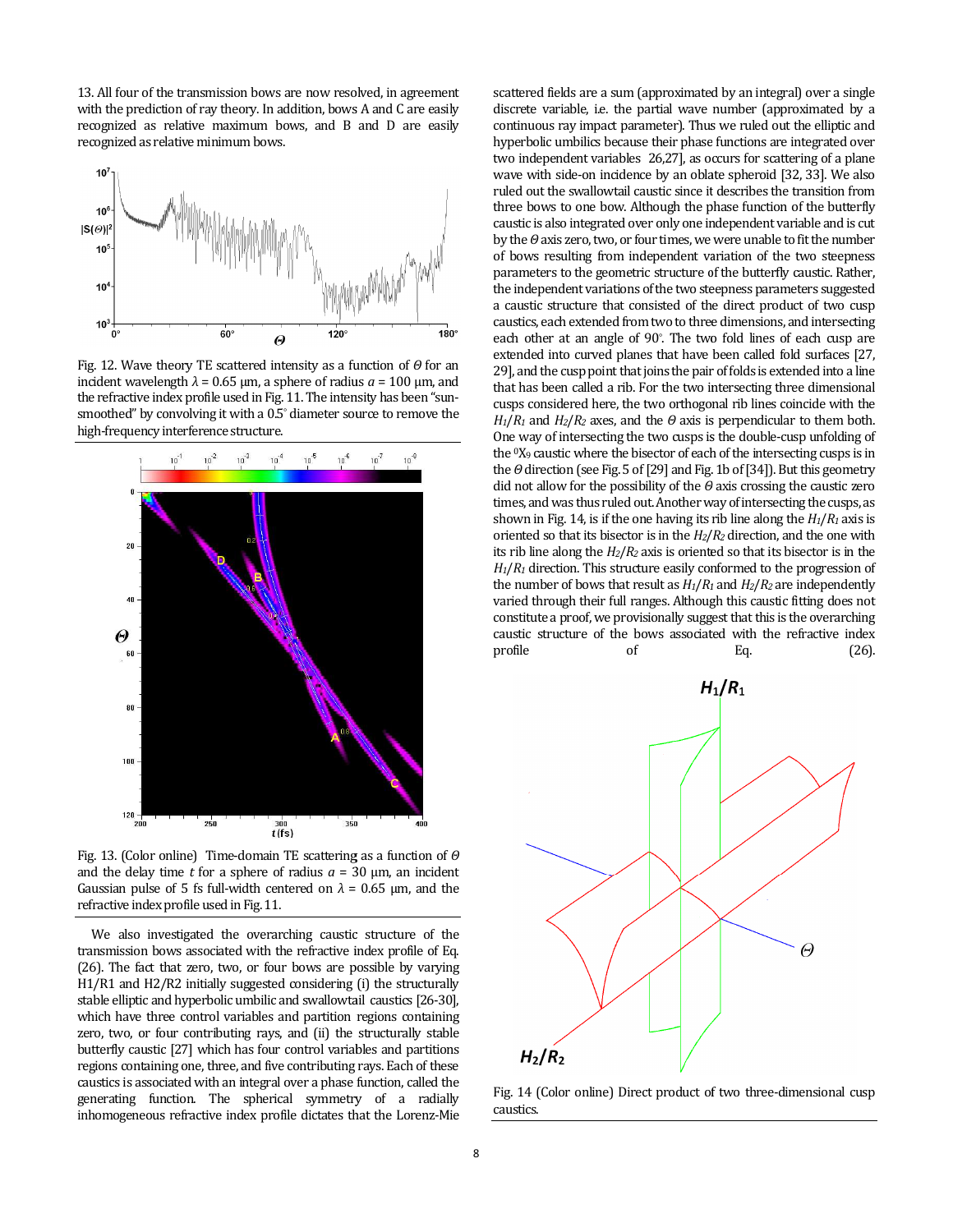13. All four of the transmission bows are now resolved, in agreement with the prediction of ray theory. In addition, bows A and C are easily recognized as relative maximum bows, and B and D are easily recognized as relative minimum bows.

Fig. 12. Wave theory TE scattered intensity as a function of $\Theta$ for an incident wavelength $\lambda$ = 0.65 μm, a sphere of radius $a$ = 100 μm, and the refractive index profile used in Fig. 11. The intensity has been "sun-smoothed" by convolving it with a 0.5° diameter source to remove the high-frequency interference structure.

Fig. 13. (Color online) Time-domain TE scattering as a function of $\Theta$ and the delay time $t$ for a sphere of radius $a$ = 30 μm, an incident Gaussian pulse of 5 fs full-width centered on $\lambda$ = 0.65 μm, and the refractive index profile used in Fig. 11.

We also investigated the overarching caustic structure of the transmission bows associated with the refractive index profile of Eq. (26). The fact that zero, two, or four bows are possible by varying H1/R1 and H2/R2 initially suggested considering (i) the structurally stable elliptic and hyperbolic umbilic and swallowtail caustics [26-30], which have three control variables and partition regions containing zero, two, or four contributing rays, and (ii) the structurally stable butterfly caustic [27] which has four control variables and partitions regions containing one, three, and five contributing rays. Each of these caustics is associated with an integral over a phase function, called the generating function. The spherical symmetry of a radially inhomogeneous refractive index profile dictates that the Lorenz-Mie scattered fields are a sum (approximated by an integral) over a single discrete variable, i.e. the partial wave number (approximated by a continuous ray impact parameter). Thus we ruled out the elliptic and hyperbolic umbilics because their phase functions are integrated over two independent variables 26,27], as occurs for scattering of a plane wave with side-on incidence by an oblate spheroid [32, 33]. We also ruled out the swallowtail caustic since it describes the transition from three bows to one bow. Although the phase function of the butterfly caustic is also integrated over only one independent variable and is cut by the $\Theta$ axis zero, two, or four times, we were unable to fit the number of bows resulting from independent variation of the two steepness parameters to the geometric structure of the butterfly caustic. Rather, the independent variations of the two steepness parameters suggested a caustic structure that consisted of the direct product of two cusp caustics, each extended from two to three dimensions, and intersecting each other at an angle of 90°. The two fold lines of each cusp are extended into curved planes that have been called fold surfaces [27, 29], and the cusp point that joins the pair of folds is extended into a line that has been called a rib. For the two intersecting three dimensional cusps considered here, the two orthogonal rib lines coincide with the $H_1/R_1$ and $H_2/R_2$ axes, and the $\Theta$ axis is perpendicular to them both. One way of intersecting the two cusps is the double-cusp unfolding of the $^0X_9$ caustic where the bisector of each of the intersecting cusps is in the $\Theta$ direction (see Fig. 5 of [29] and Fig. 1b of [34]). But this geometry did not allow for the possibility of the $\Theta$ axis crossing the caustic zero times, and was thus ruled out. Another way of intersecting the cusps, as shown in Fig. 14, is if the one having its rib line along the $H_1/R_1$ axis is oriented so that its bisector is in the $H_2/R_2$ direction, and the one with its rib line along the $H_2/R_2$ axis is oriented so that its bisector is in the $H_1/R_1$ direction. This structure easily conformed to the progression of the number of bows that result as $H_1/R_1$ and $H_2/R_2$ are independently varied through their full ranges. Although this caustic fitting does not constitute a proof, we provisionally suggest that this is the overarching caustic structure of the bows associated with the refractive index profile of Eq. (26).

Fig. 14 (Color online) Direct product of two three-dimensional cusp caustics.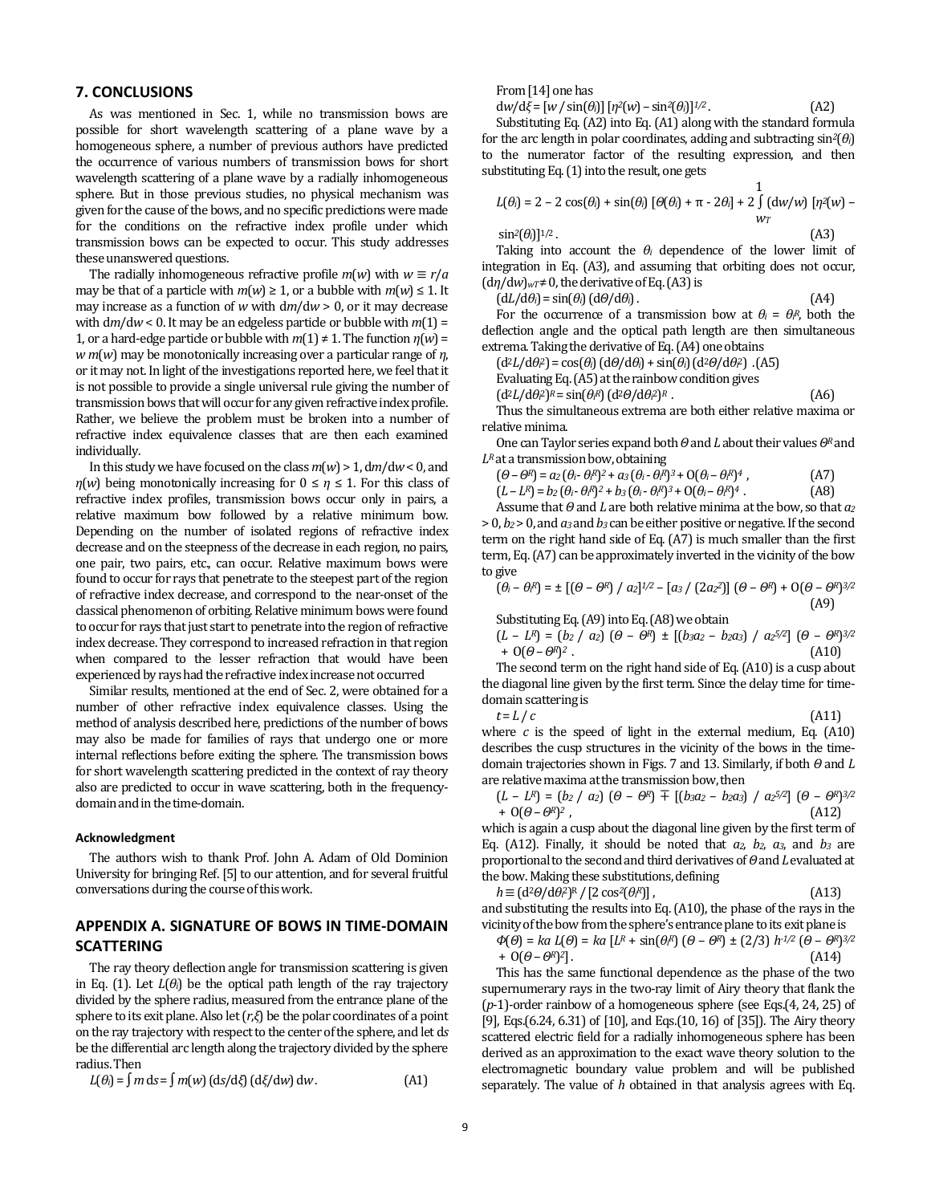## 7. CONCLUSIONS

As was mentioned in Sec. 1, while no transmission bows are possible for short wavelength scattering of a plane wave by a homogeneous sphere, a number of previous authors have predicted the occurrence of various numbers of transmission bows for short wavelength scattering of a plane wave by a radially inhomogeneous sphere. But in those previous studies, no physical mechanism was given for the cause of the bows, and no specific predictions were made for the conditions on the refractive index profile under which transmission bows can be expected to occur. This study addresses these unanswered questions.

The radially inhomogeneous refractive profile $m(w)$ with $w \equiv r/a$ may be that of a particle with $m(w) \geq 1$, or a bubble with $m(w) \leq 1$. It may increase as a function of $w$ with $dm/dw > 0$, or it may decrease with $dm/dw < 0$. It may be an edgeless particle or bubble with $m(1) = 1$, or a hard-edge particle or bubble with $m(1) \neq 1$. The function $\eta(w) = w\,m(w)$ may be monotonically increasing over a particular range of $\eta$, or it may not. In light of the investigations reported here, we feel that it is not possible to provide a single universal rule giving the number of transmission bows that will occur for any given refractive index profile. Rather, we believe the problem must be broken into a number of refractive index equivalence classes that are then each examined individually.

In this study we have focused on the class $m(w) > 1$, $dm/dw < 0$, and $\eta(w)$ being monotonically increasing for $0 \leq \eta \leq 1$. For this class of refractive index profiles, transmission bows occur only in pairs, a relative maximum bow followed by a relative minimum bow. Depending on the number of isolated regions of refractive index decrease and on the steepness of the decrease in each region, no pairs, one pair, two pairs, etc., can occur. Relative maximum bows were found to occur for rays that penetrate to the steepest part of the region of refractive index decrease, and correspond to the near-onset of the classical phenomenon of orbiting. Relative minimum bows were found to occur for rays that just start to penetrate into the region of refractive index decrease. They correspond to increased refraction in that region when compared to the lesser refraction that would have been experienced by rays had the refractive index increase not occurred

Similar results, mentioned at the end of Sec. 2, were obtained for a number of other refractive index equivalence classes. Using the method of analysis described here, predictions of the number of bows may also be made for families of rays that undergo one or more internal reflections before exiting the sphere. The transmission bows for short wavelength scattering predicted in the context of ray theory also are predicted to occur in wave scattering, both in the frequency-domain and in the time-domain.

#### Acknowledgment

The authors wish to thank Prof. John A. Adam of Old Dominion University for bringing Ref. [5] to our attention, and for several fruitful conversations during the course of this work.

## APPENDIX A. SIGNATURE OF BOWS IN TIME-DOMAIN SCATTERING

The ray theory deflection angle for transmission scattering is given in Eq. (1). Let $L(\theta_i)$ be the optical path length of the ray trajectory divided by the sphere radius, measured from the entrance plane of the sphere to its exit plane. Also let $(r,\xi)$ be the polar coordinates of a point on the ray trajectory with respect to the center of the sphere, and let $ds$ be the differential arc length along the trajectory divided by the sphere radius. Then

$$L(\theta_i) = \int m\, ds = \int m(w)\, (ds/d\xi)\, (d\xi/dw)\, dw. \tag{A1}$$

From [14] one has

$$dw/d\xi = [w / \sin(\theta_i)]\, [\eta^2(w) - \sin^2(\theta_i)]^{1/2}. \tag{A2}$$

Substituting Eq. (A2) into Eq. (A1) along with the standard formula for the arc length in polar coordinates, adding and subtracting $\sin^2(\theta_i)$ to the numerator factor of the resulting expression, and then substituting Eq. (1) into the result, one gets

$$L(\theta_i) = 2 - 2\cos(\theta_i) + \sin(\theta_i)\,[\Theta(\theta_i) + \pi - 2\theta_i] + 2\int_{w_T}^{1} (dw/w)\, [\eta^2(w) - \sin^2(\theta_i)]^{1/2}. \tag{A3}$$

Taking into account the $\theta_i$ dependence of the lower limit of integration in Eq. (A3), and assuming that orbiting does not occur, $(d\eta/dw)_{wT} \neq 0$, the derivative of Eq. (A3) is

$$(dL/d\theta_i) = \sin(\theta_i)\, (d\Theta/d\theta_i). \tag{A4}$$

For the occurrence of a transmission bow at $\theta_i = \theta_i^R$, both the deflection angle and the optical path length are then simultaneous extrema. Taking the derivative of Eq. (A4) one obtains

$$(d^2L/d\theta_i^2) = \cos(\theta_i)\, (d\Theta/d\theta_i) + \sin(\theta_i)\, (d^2\Theta/d\theta_i^2). \tag{A5}$$

Evaluating Eq. (A5) at the rainbow condition gives

$$(d^2L/d\theta_i^2)^R = \sin(\theta_i^R)\, (d^2\Theta/d\theta_i^2)^R. \tag{A6}$$

Thus the simultaneous extrema are both either relative maxima or relative minima.

One can Taylor series expand both $\Theta$ and $L$ about their values $\Theta^R$ and $L^R$ at a transmission bow, obtaining

$$(\Theta - \Theta^R) = a_2(\theta_i - \theta_i^R)^2 + a_3(\theta_i - \theta_i^R)^3 + O(\theta_i - \theta_i^R)^4, \tag{A7}$$

$$(L - L^R) = b_2(\theta_i - \theta_i^R)^2 + b_3(\theta_i - \theta_i^R)^3 + O(\theta_i - \theta_i^R)^4. \tag{A8}$$

Assume that $\Theta$ and $L$ are both relative minima at the bow, so that $a_2 > 0$, $b_2 > 0$, and $a_3$ and $b_3$ can be either positive or negative. If the second term on the right hand side of Eq. (A7) is much smaller than the first term, Eq. (A7) can be approximately inverted in the vicinity of the bow to give

$$(\theta_i - \theta_i^R) = \pm\,[(\Theta - \Theta^R) / a_2]^{1/2} - [a_3 / (2a_2^2)]\,(\Theta - \Theta^R) + O(\Theta - \Theta^R)^{3/2} \tag{A9}$$

Substituting Eq. (A9) into Eq. (A8) we obtain

$$(L - L^R) = (b_2 / a_2)\,(\Theta - \Theta^R) \pm [(b_3 a_2 - b_2 a_3) / a_2^{5/2}]\,(\Theta - \Theta^R)^{3/2} + O(\Theta - \Theta^R)^2. \tag{A10}$$

The second term on the right hand side of Eq. (A10) is a cusp about the diagonal line given by the first term. Since the delay time for time-domain scattering is

$$t = L / c \tag{A11}$$

where $c$ is the speed of light in the external medium, Eq. (A10) describes the cusp structures in the vicinity of the bows in the time-domain trajectories shown in Figs. 7 and 13. Similarly, if both $\Theta$ and $L$ are relative maxima at the transmission bow, then

$$(L - L^R) = (b_2 / a_2)\,(\Theta - \Theta^R) \mp [(b_3 a_2 - b_2 a_3) / a_2^{5/2}]\,(\Theta - \Theta^R)^{3/2} + O(\Theta - \Theta^R)^2, \tag{A12}$$

which is again a cusp about the diagonal line given by the first term of Eq. (A12). Finally, it should be noted that $a_2$, $b_2$, $a_3$, and $b_3$ are proportional to the second and third derivatives of $\Theta$ and $L$ evaluated at the bow. Making these substitutions, defining

$$h \equiv (d^2\Theta/d\theta_i^2)^R / [2\cos^2(\theta_i^R)], \tag{A13}$$

and substituting the results into Eq. (A10), the phase of the rays in the vicinity of the bow from the sphere's entrance plane to its exit plane is

$$\Phi(\Theta) = ka\,L(\Theta) = ka\,[L^R + \sin(\theta_i^R)\,(\Theta - \Theta^R) \pm (2/3)\,h^{-1/2}\,(\Theta - \Theta^R)^{3/2} + O(\Theta - \Theta^R)^2]. \tag{A14}$$

This has the same functional dependence as the phase of the two supernumerary rays in the two-ray limit of Airy theory that flank the ($p$-1)-order rainbow of a homogeneous sphere (see Eqs.(4, 24, 25) of [9], Eqs.(6.24, 6.31) of [10], and Eqs.(10, 16) of [35]). The Airy theory scattered electric field for a radially inhomogeneous sphere has been derived as an approximation to the exact wave theory solution to the electromagnetic boundary value problem and will be published separately. The value of $h$ obtained in that analysis agrees with Eq.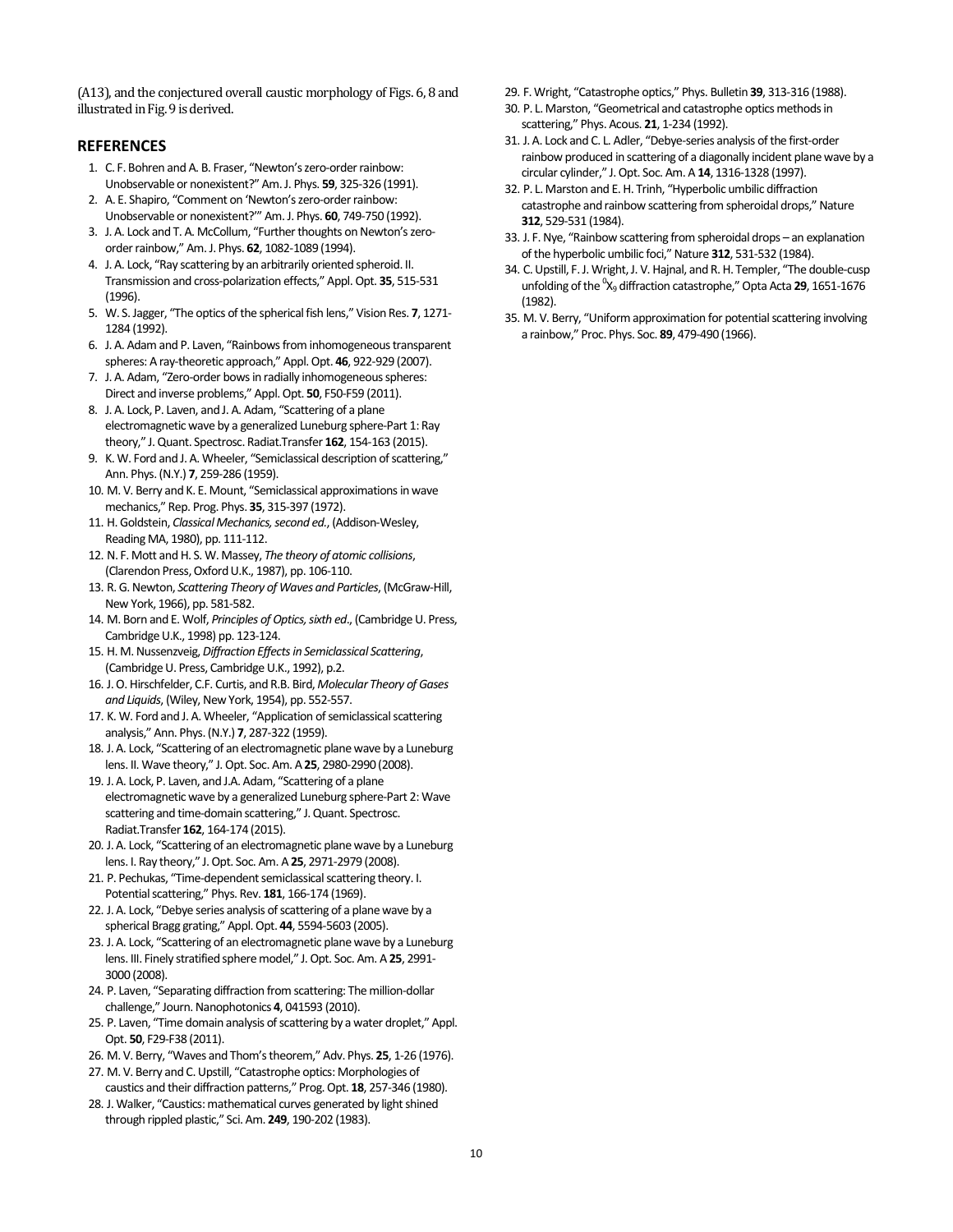(A13), and the conjectured overall caustic morphology of Figs. 6, 8 and illustrated in Fig. 9 is derived.

## REFERENCES

1. C. F. Bohren and A. B. Fraser, "Newton's zero-order rainbow: Unobservable or nonexistent?" Am. J. Phys. **59**, 325-326 (1991).
2. A. E. Shapiro, "Comment on 'Newton's zero-order rainbow: Unobservable or nonexistent?'" Am. J. Phys. **60**, 749-750 (1992).
3. J. A. Lock and T. A. McCollum, "Further thoughts on Newton's zero-order rainbow," Am. J. Phys. **62**, 1082-1089 (1994).
4. J. A. Lock, "Ray scattering by an arbitrarily oriented spheroid. II. Transmission and cross-polarization effects," Appl. Opt. **35**, 515-531 (1996).
5. W. S. Jagger, "The optics of the spherical fish lens," Vision Res. **7**, 1271-1284 (1992).
6. J. A. Adam and P. Laven, "Rainbows from inhomogeneous transparent spheres: A ray-theoretic approach," Appl. Opt. **46**, 922-929 (2007).
7. J. A. Adam, "Zero-order bows in radially inhomogeneous spheres: Direct and inverse problems," Appl. Opt. **50**, F50-F59 (2011).
8. J. A. Lock, P. Laven, and J. A. Adam, "Scattering of a plane electromagnetic wave by a generalized Luneburg sphere-Part 1: Ray theory," J. Quant. Spectrosc. Radiat.Transfer **162**, 154-163 (2015).
9. K. W. Ford and J. A. Wheeler, "Semiclassical description of scattering," Ann. Phys. (N.Y.) **7**, 259-286 (1959).
10. M. V. Berry and K. E. Mount, "Semiclassical approximations in wave mechanics," Rep. Prog. Phys. **35**, 315-397 (1972).
11. H. Goldstein, *Classical Mechanics, second ed.*, (Addison-Wesley, Reading MA, 1980), pp. 111-112.
12. N. F. Mott and H. S. W. Massey, *The theory of atomic collisions*, (Clarendon Press, Oxford U.K., 1987), pp. 106-110.
13. R. G. Newton, *Scattering Theory of Waves and Particles*, (McGraw-Hill, New York, 1966), pp. 581-582.
14. M. Born and E. Wolf, *Principles of Optics, sixth ed.*, (Cambridge U. Press, Cambridge U.K., 1998) pp. 123-124.
15. H. M. Nussenzveig, *Diffraction Effects in Semiclassical Scattering*, (Cambridge U. Press, Cambridge U.K., 1992), p.2.
16. J. O. Hirschfelder, C.F. Curtis, and R.B. Bird, *Molecular Theory of Gases and Liquids*, (Wiley, New York, 1954), pp. 552-557.
17. K. W. Ford and J. A. Wheeler, "Application of semiclassical scattering analysis," Ann. Phys. (N.Y.) **7**, 287-322 (1959).
18. J. A. Lock, "Scattering of an electromagnetic plane wave by a Luneburg lens. II. Wave theory," J. Opt. Soc. Am. A **25**, 2980-2990 (2008).
19. J. A. Lock, P. Laven, and J.A. Adam, "Scattering of a plane electromagnetic wave by a generalized Luneburg sphere-Part 2: Wave scattering and time-domain scattering," J. Quant. Spectrosc. Radiat.Transfer **162**, 164-174 (2015).
20. J. A. Lock, "Scattering of an electromagnetic plane wave by a Luneburg lens. I. Ray theory," J. Opt. Soc. Am. A **25**, 2971-2979 (2008).
21. P. Pechukas, "Time-dependent semiclassical scattering theory. I. Potential scattering," Phys. Rev. **181**, 166-174 (1969).
22. J. A. Lock, "Debye series analysis of scattering of a plane wave by a spherical Bragg grating," Appl. Opt. **44**, 5594-5603 (2005).
23. J. A. Lock, "Scattering of an electromagnetic plane wave by a Luneburg lens. III. Finely stratified sphere model," J. Opt. Soc. Am. A **25**, 2991-3000 (2008).
24. P. Laven, "Separating diffraction from scattering: The million-dollar challenge," Journ. Nanophotonics **4**, 041593 (2010).
25. P. Laven, "Time domain analysis of scattering by a water droplet," Appl. Opt. **50**, F29-F38 (2011).
26. M. V. Berry, "Waves and Thom's theorem," Adv. Phys. **25**, 1-26 (1976).
27. M. V. Berry and C. Upstill, "Catastrophe optics: Morphologies of caustics and their diffraction patterns," Prog. Opt. **18**, 257-346 (1980).
28. J. Walker, "Caustics: mathematical curves generated by light shined through rippled plastic," Sci. Am. **249**, 190-202 (1983).
29. F. Wright, "Catastrophe optics," Phys. Bulletin **39**, 313-316 (1988).
30. P. L. Marston, "Geometrical and catastrophe optics methods in scattering," Phys. Acous. **21**, 1-234 (1992).
31. J. A. Lock and C. L. Adler, "Debye-series analysis of the first-order rainbow produced in scattering of a diagonally incident plane wave by a circular cylinder," J. Opt. Soc. Am. A **14**, 1316-1328 (1997).
32. P. L. Marston and E. H. Trinh, "Hyperbolic umbilic diffraction catastrophe and rainbow scattering from spheroidal drops," Nature **312**, 529-531 (1984).
33. J. F. Nye, "Rainbow scattering from spheroidal drops – an explanation of the hyperbolic umbilic foci," Nature **312**, 531-532 (1984).
34. C. Upstill, F. J. Wright, J. V. Hajnal, and R. H. Templer, "The double-cusp unfolding of the ${}^{0}X_{9}$ diffraction catastrophe," Opta Acta **29**, 1651-1676 (1982).
35. M. V. Berry, "Uniform approximation for potential scattering involving a rainbow," Proc. Phys. Soc. **89**, 479-490 (1966).